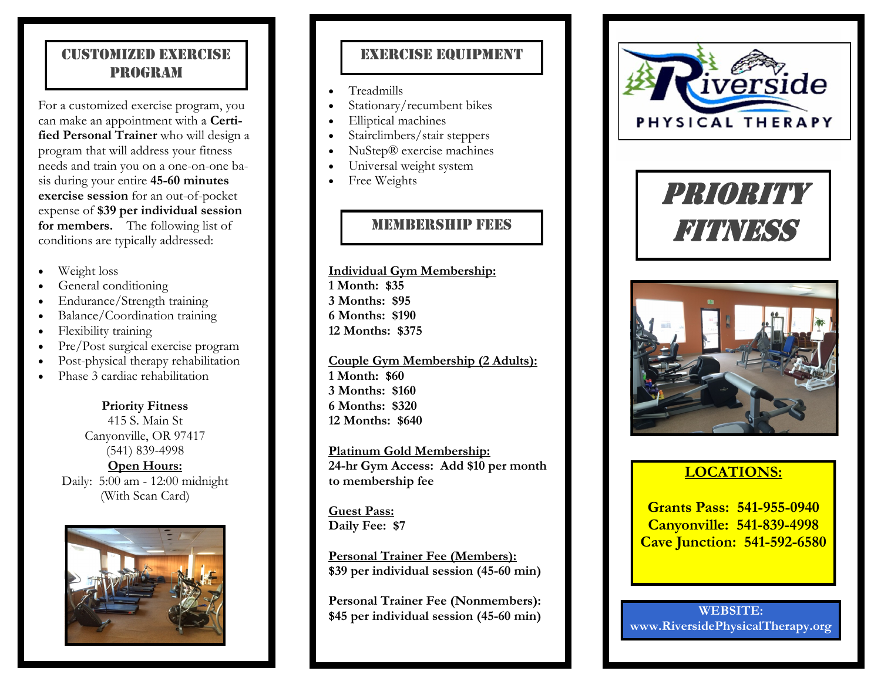## CUSTOMIZED EXERCISE PROGRAM

For a customized exercise program, you can make an appointment with a **Certified Personal Trainer** who will design a program that will address your fitness needs and train you on a one-on-one basis during your entire **45-60 minutes exercise session** for an out-of-pocket expense of **$39 per individual session for members.** The following list of conditions are typically addressed:

- Weight loss
- General conditioning
- Endurance/Strength training
- Balance/Coordination training
- Flexibility training
- Pre/Post surgical exercise program
- Post-physical therapy rehabilitation
- Phase 3 cardiac rehabilitation

**Priority Fitness**
415 S. Main St
Canyonville, OR 97417
(541) 839-4998
**Open Hours:**
Daily: 5:00 am - 12:00 midnight
(With Scan Card)

## EXERCISE EQUIPMENT

- Treadmills
- Stationary/recumbent bikes
- Elliptical machines
- Stairclimbers/stair steppers
- NuStep® exercise machines
- Universal weight system
- Free Weights

## MEMBERSHIP FEES

**Individual Gym Membership:**
**1 Month: $35**
**3 Months: $95**
**6 Months: $190**
**12 Months: $375**

**Couple Gym Membership (2 Adults):**
**1 Month: $60**
**3 Months: $160**
**6 Months: $320**
**12 Months: $640**

**Platinum Gold Membership:**
**24-hr Gym Access: Add $10 per month to membership fee**

**Guest Pass:**
**Daily Fee: $7**

**Personal Trainer Fee (Members):**
**$39 per individual session (45-60 min)**

**Personal Trainer Fee (Nonmembers):**
**$45 per individual session (45-60 min)**

Riverside
PHYSICAL THERAPY

# *PRIORITY FITNESS*

**LOCATIONS:**

**Grants Pass: 541-955-0940**
**Canyonville: 541-839-4998**
**Cave Junction: 541-592-6580**

**WEBSITE:**
**www.RiversidePhysicalTherapy.org**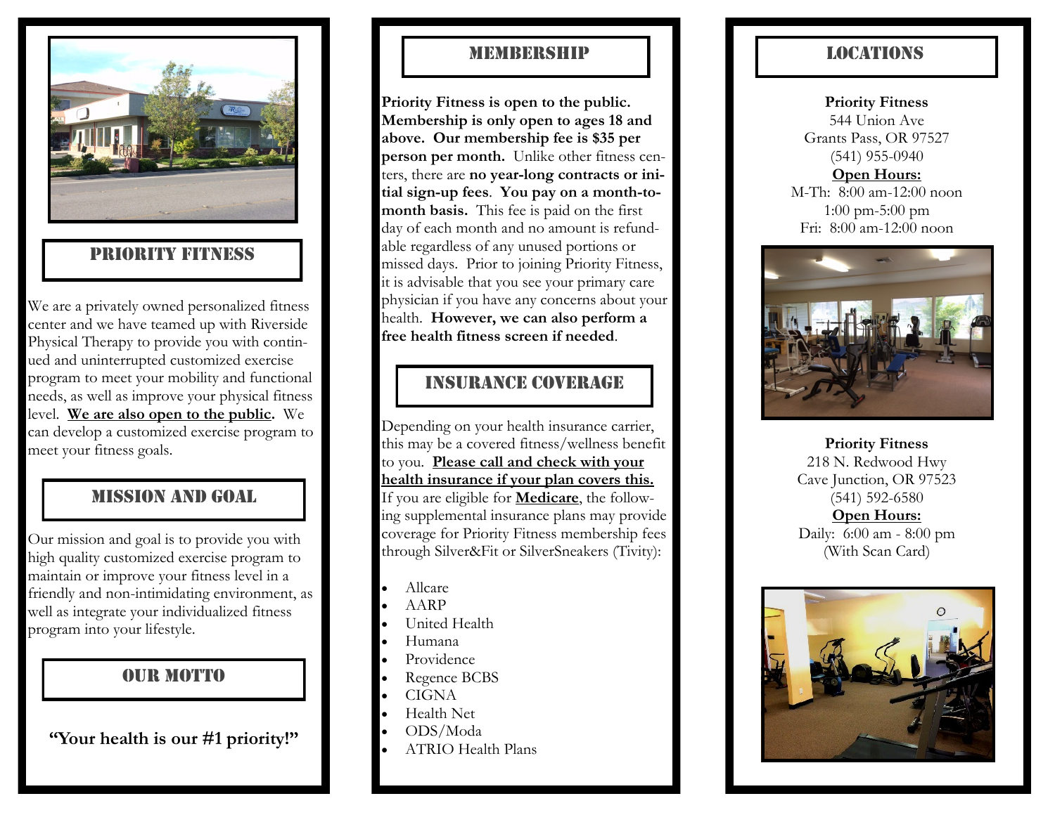## PRIORITY FITNESS

We are a privately owned personalized fitness center and we have teamed up with Riverside Physical Therapy to provide you with continued and uninterrupted customized exercise program to meet your mobility and functional needs, as well as improve your physical fitness level. **We are also open to the public.** We can develop a customized exercise program to meet your fitness goals.

## MISSION AND GOAL

Our mission and goal is to provide you with high quality customized exercise program to maintain or improve your fitness level in a friendly and non-intimidating environment, as well as integrate your individualized fitness program into your lifestyle.

## OUR MOTTO

**"Your health is our #1 priority!"**

## MEMBERSHIP

**Priority Fitness is open to the public. Membership is only open to ages 18 and above. Our membership fee is $35 per person per month.** Unlike other fitness centers, there are **no year-long contracts or initial sign-up fees**. **You pay on a month-to-month basis.** This fee is paid on the first day of each month and no amount is refundable regardless of any unused portions or missed days. Prior to joining Priority Fitness, it is advisable that you see your primary care physician if you have any concerns about your health. **However, we can also perform a free health fitness screen if needed**.

## INSURANCE COVERAGE

Depending on your health insurance carrier, this may be a covered fitness/wellness benefit to you. **Please call and check with your health insurance if your plan covers this.** If you are eligible for **Medicare**, the following supplemental insurance plans may provide coverage for Priority Fitness membership fees through Silver&Fit or SilverSneakers (Tivity):

- Allcare
- AARP
- United Health
- Humana
- Providence
- Regence BCBS
- CIGNA
- Health Net
- ODS/Moda
- ATRIO Health Plans

## LOCATIONS

**Priority Fitness**
544 Union Ave
Grants Pass, OR 97527
(541) 955-0940
**Open Hours:**
M-Th: 8:00 am-12:00 noon
1:00 pm-5:00 pm
Fri: 8:00 am-12:00 noon

**Priority Fitness**
218 N. Redwood Hwy
Cave Junction, OR 97523
(541) 592-6580
**Open Hours:**
Daily: 6:00 am - 8:00 pm
(With Scan Card)